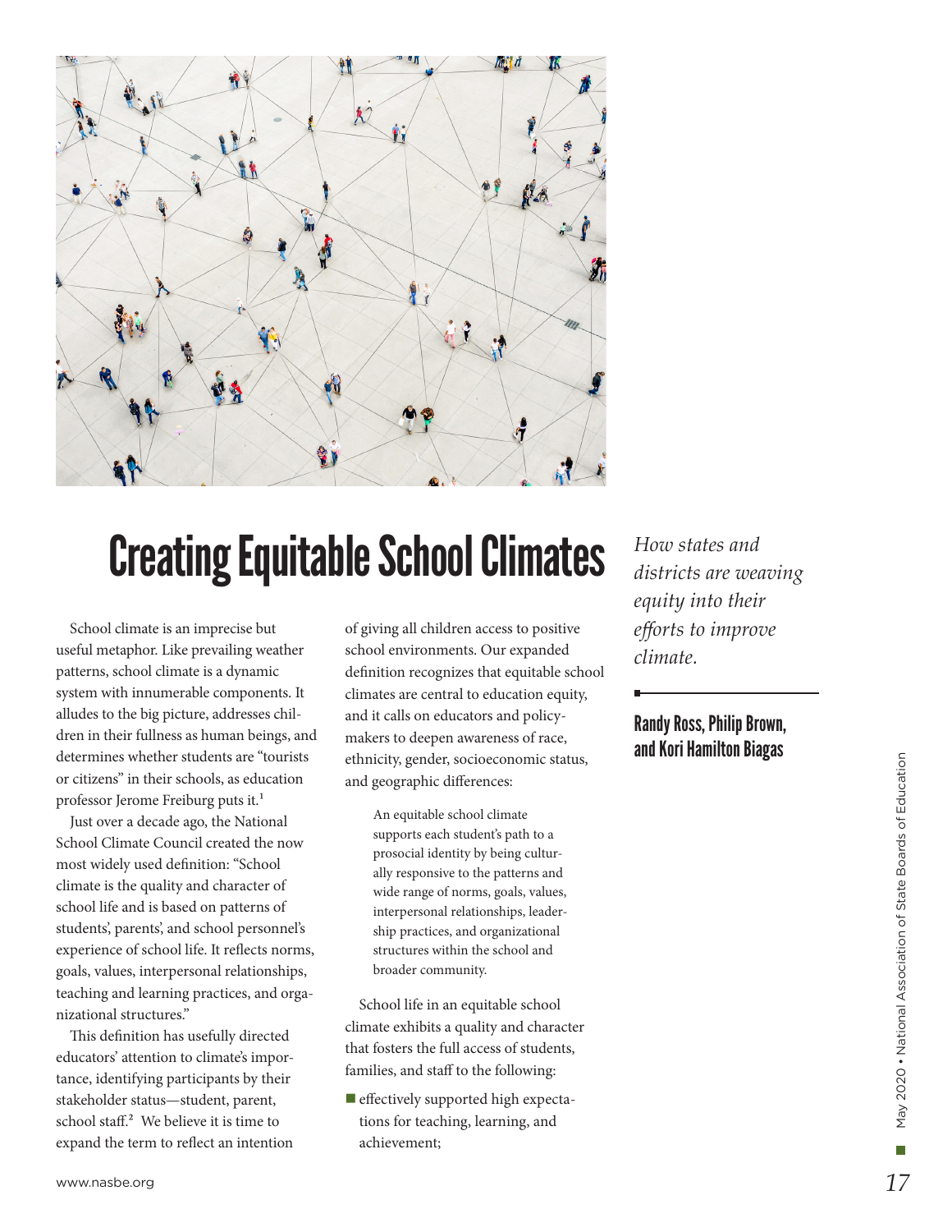# Creating Equitable School Climates

*How states and districts are weaving equity into their efforts to improve climate.*

**Randy Ross, Philip Brown, and Kori Hamilton Biagas**

School climate is an imprecise but useful metaphor. Like prevailing weather patterns, school climate is a dynamic system with innumerable components. It alludes to the big picture, addresses children in their fullness as human beings, and determines whether students are "tourists or citizens" in their schools, as education professor Jerome Freiburg puts it.[1]

Just over a decade ago, the National School Climate Council created the now most widely used definition: "School climate is the quality and character of school life and is based on patterns of students', parents', and school personnel's experience of school life. It reflects norms, goals, values, interpersonal relationships, teaching and learning practices, and organizational structures."

This definition has usefully directed educators' attention to climate's importance, identifying participants by their stakeholder status—student, parent, school staff.[2] We believe it is time to expand the term to reflect an intention of giving all children access to positive school environments. Our expanded definition recognizes that equitable school climates are central to education equity, and it calls on educators and policymakers to deepen awareness of race, ethnicity, gender, socioeconomic status, and geographic differences:

> An equitable school climate supports each student's path to a prosocial identity by being culturally responsive to the patterns and wide range of norms, goals, values, interpersonal relationships, leadership practices, and organizational structures within the school and broader community.

School life in an equitable school climate exhibits a quality and character that fosters the full access of students, families, and staff to the following:

- effectively supported high expectations for teaching, learning, and achievement;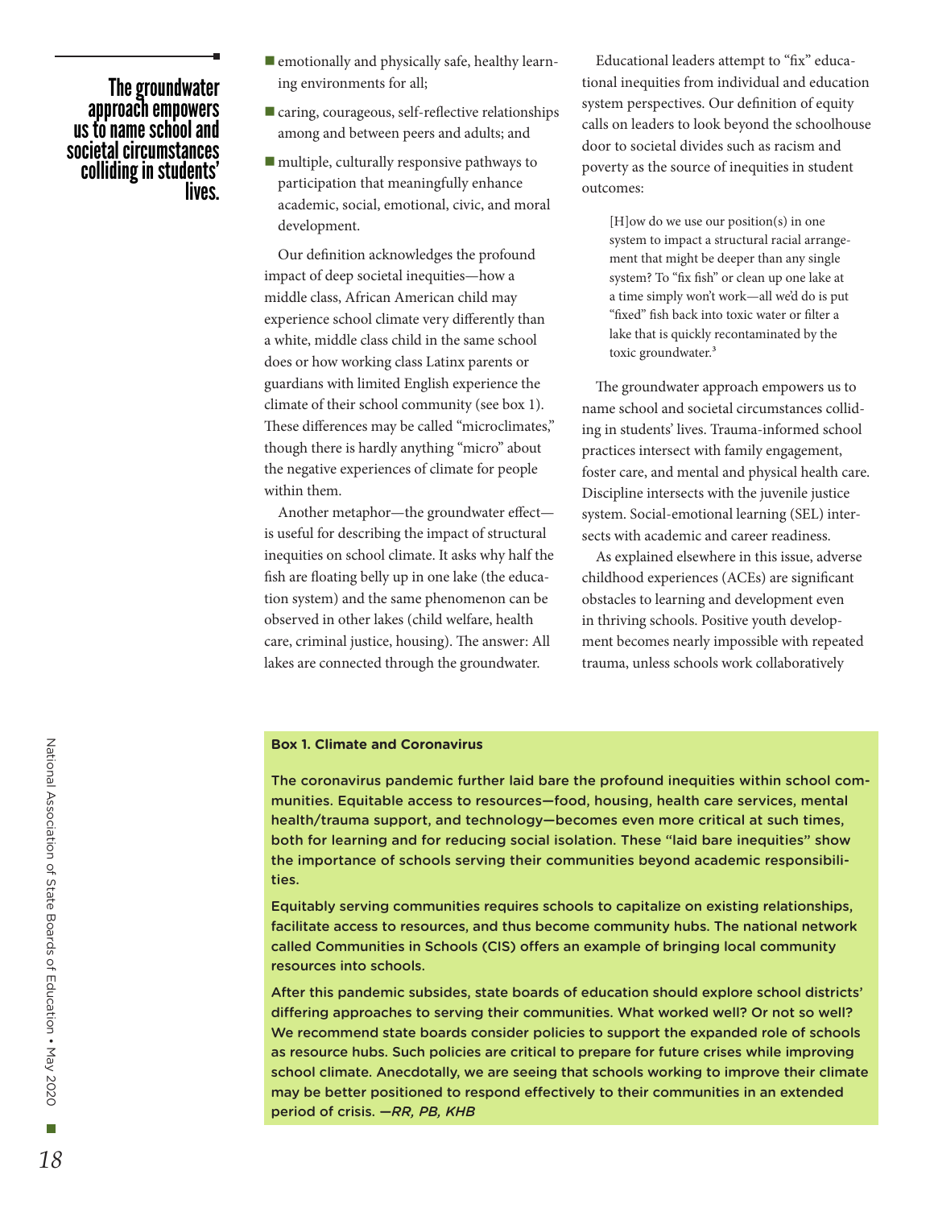> **The groundwater approach empowers us to name school and societal circumstances colliding in students' lives.**

- emotionally and physically safe, healthy learning environments for all;
- caring, courageous, self-reflective relationships among and between peers and adults; and
- multiple, culturally responsive pathways to participation that meaningfully enhance academic, social, emotional, civic, and moral development.

Our definition acknowledges the profound impact of deep societal inequities—how a middle class, African American child may experience school climate very differently than a white, middle class child in the same school does or how working class Latinx parents or guardians with limited English experience the climate of their school community (see box 1). These differences may be called "microclimates," though there is hardly anything "micro" about the negative experiences of climate for people within them.

Another metaphor—the groundwater effect—is useful for describing the impact of structural inequities on school climate. It asks why half the fish are floating belly up in one lake (the education system) and the same phenomenon can be observed in other lakes (child welfare, health care, criminal justice, housing). The answer: All lakes are connected through the groundwater.

Educational leaders attempt to "fix" educational inequities from individual and education system perspectives. Our definition of equity calls on leaders to look beyond the schoolhouse door to societal divides such as racism and poverty as the source of inequities in student outcomes:

> [H]ow do we use our position(s) in one system to impact a structural racial arrangement that might be deeper than any single system? To "fix fish" or clean up one lake at a time simply won't work—all we'd do is put "fixed" fish back into toxic water or filter a lake that is quickly recontaminated by the toxic groundwater.[3]

The groundwater approach empowers us to name school and societal circumstances colliding in students' lives. Trauma-informed school practices intersect with family engagement, foster care, and mental and physical health care. Discipline intersects with the juvenile justice system. Social-emotional learning (SEL) intersects with academic and career readiness.

As explained elsewhere in this issue, adverse childhood experiences (ACEs) are significant obstacles to learning and development even in thriving schools. Positive youth development becomes nearly impossible with repeated trauma, unless schools work collaboratively

**Box 1. Climate and Coronavirus**

The coronavirus pandemic further laid bare the profound inequities within school communities. Equitable access to resources—food, housing, health care services, mental health/trauma support, and technology—becomes even more critical at such times, both for learning and for reducing social isolation. These "laid bare inequities" show the importance of schools serving their communities beyond academic responsibilities.

Equitably serving communities requires schools to capitalize on existing relationships, facilitate access to resources, and thus become community hubs. The national network called Communities in Schools (CIS) offers an example of bringing local community resources into schools.

After this pandemic subsides, state boards of education should explore school districts' differing approaches to serving their communities. What worked well? Or not so well? We recommend state boards consider policies to support the expanded role of schools as resource hubs. Such policies are critical to prepare for future crises while improving school climate. Anecdotally, we are seeing that schools working to improve their climate may be better positioned to respond effectively to their communities in an extended period of crisis. *—RR, PB, KHB*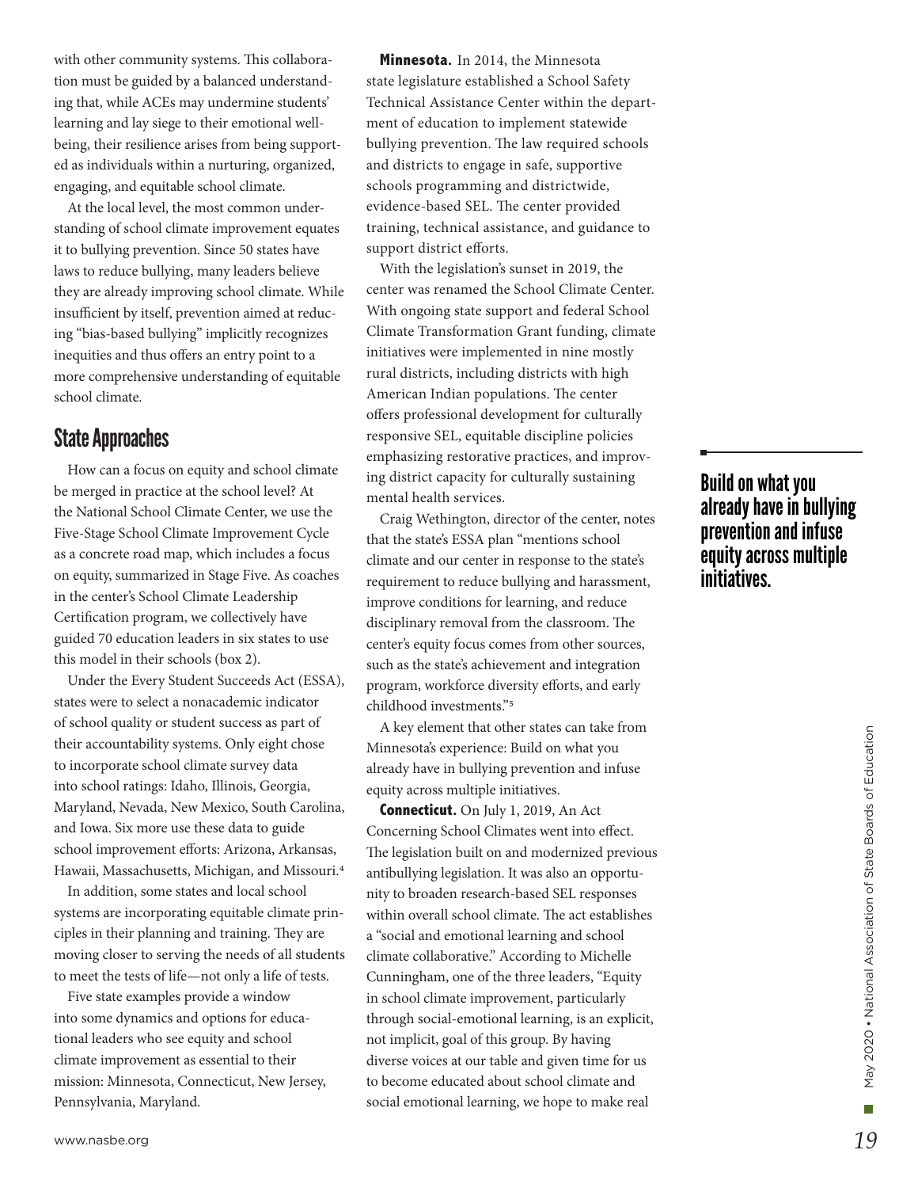with other community systems. This collaboration must be guided by a balanced understanding that, while ACEs may undermine students' learning and lay siege to their emotional well-being, their resilience arises from being supported as individuals within a nurturing, organized, engaging, and equitable school climate.

At the local level, the most common understanding of school climate improvement equates it to bullying prevention. Since 50 states have laws to reduce bullying, many leaders believe they are already improving school climate. While insufficient by itself, prevention aimed at reducing "bias-based bullying" implicitly recognizes inequities and thus offers an entry point to a more comprehensive understanding of equitable school climate.

## State Approaches

How can a focus on equity and school climate be merged in practice at the school level? At the National School Climate Center, we use the Five-Stage School Climate Improvement Cycle as a concrete road map, which includes a focus on equity, summarized in Stage Five. As coaches in the center's School Climate Leadership Certification program, we collectively have guided 70 education leaders in six states to use this model in their schools (box 2).

Under the Every Student Succeeds Act (ESSA), states were to select a nonacademic indicator of school quality or student success as part of their accountability systems. Only eight chose to incorporate school climate survey data into school ratings: Idaho, Illinois, Georgia, Maryland, Nevada, New Mexico, South Carolina, and Iowa. Six more use these data to guide school improvement efforts: Arizona, Arkansas, Hawaii, Massachusetts, Michigan, and Missouri.[4]

In addition, some states and local school systems are incorporating equitable climate principles in their planning and training. They are moving closer to serving the needs of all students to meet the tests of life—not only a life of tests.

Five state examples provide a window into some dynamics and options for educational leaders who see equity and school climate improvement as essential to their mission: Minnesota, Connecticut, New Jersey, Pennsylvania, Maryland.

**Minnesota.** In 2014, the Minnesota state legislature established a School Safety Technical Assistance Center within the department of education to implement statewide bullying prevention. The law required schools and districts to engage in safe, supportive schools programming and districtwide, evidence-based SEL. The center provided training, technical assistance, and guidance to support district efforts.

With the legislation's sunset in 2019, the center was renamed the School Climate Center. With ongoing state support and federal School Climate Transformation Grant funding, climate initiatives were implemented in nine mostly rural districts, including districts with high American Indian populations. The center offers professional development for culturally responsive SEL, equitable discipline policies emphasizing restorative practices, and improving district capacity for culturally sustaining mental health services.

Craig Wethington, director of the center, notes that the state's ESSA plan "mentions school climate and our center in response to the state's requirement to reduce bullying and harassment, improve conditions for learning, and reduce disciplinary removal from the classroom. The center's equity focus comes from other sources, such as the state's achievement and integration program, workforce diversity efforts, and early childhood investments."[5]

A key element that other states can take from Minnesota's experience: Build on what you already have in bullying prevention and infuse equity across multiple initiatives.

**Build on what you already have in bullying prevention and infuse equity across multiple initiatives.**

**Connecticut.** On July 1, 2019, An Act Concerning School Climates went into effect. The legislation built on and modernized previous antibullying legislation. It was also an opportunity to broaden research-based SEL responses within overall school climate. The act establishes a "social and emotional learning and school climate collaborative." According to Michelle Cunningham, one of the three leaders, "Equity in school climate improvement, particularly through social-emotional learning, is an explicit, not implicit, goal of this group. By having diverse voices at our table and given time for us to become educated about school climate and social emotional learning, we hope to make real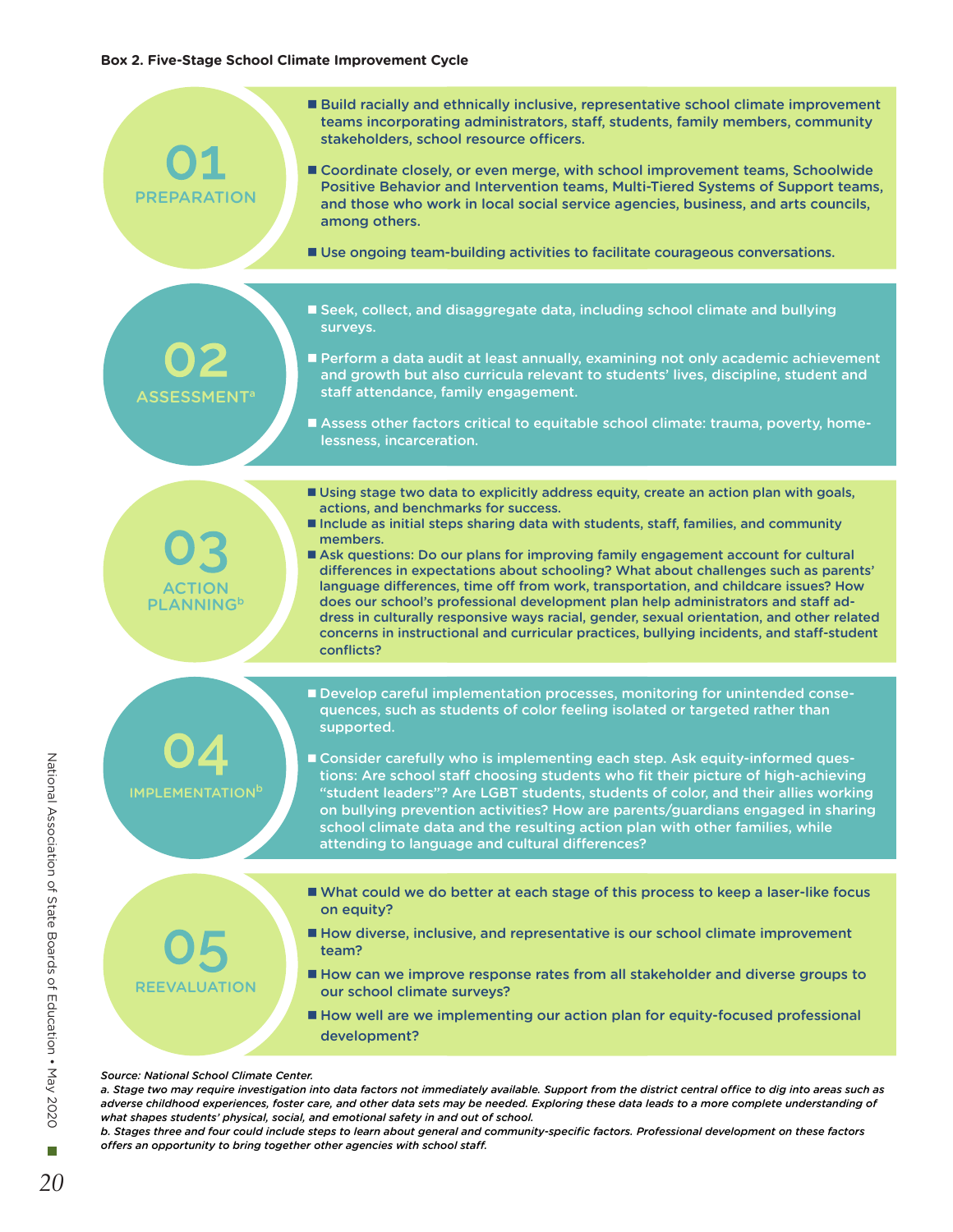**Box 2. Five-Stage School Climate Improvement Cycle**

### 01 PREPARATION

- Build racially and ethnically inclusive, representative school climate improvement teams incorporating administrators, staff, students, family members, community stakeholders, school resource officers.
- Coordinate closely, or even merge, with school improvement teams, Schoolwide Positive Behavior and Intervention teams, Multi-Tiered Systems of Support teams, and those who work in local social service agencies, business, and arts councils, among others.
- Use ongoing team-building activities to facilitate courageous conversations.

### 02 ASSESSMENT[a]

- Seek, collect, and disaggregate data, including school climate and bullying surveys.
- Perform a data audit at least annually, examining not only academic achievement and growth but also curricula relevant to students' lives, discipline, student and staff attendance, family engagement.
- Assess other factors critical to equitable school climate: trauma, poverty, homelessness, incarceration.

### 03 ACTION PLANNING[b]

- Using stage two data to explicitly address equity, create an action plan with goals, actions, and benchmarks for success.
- Include as initial steps sharing data with students, staff, families, and community members.
- Ask questions: Do our plans for improving family engagement account for cultural differences in expectations about schooling? What about challenges such as parents' language differences, time off from work, transportation, and childcare issues? How does our school's professional development plan help administrators and staff address in culturally responsive ways racial, gender, sexual orientation, and other related concerns in instructional and curricular practices, bullying incidents, and staff-student conflicts?

### 04 IMPLEMENTATION[b]

- Develop careful implementation processes, monitoring for unintended consequences, such as students of color feeling isolated or targeted rather than supported.
- Consider carefully who is implementing each step. Ask equity-informed questions: Are school staff choosing students who fit their picture of high-achieving "student leaders"? Are LGBT students, students of color, and their allies working on bullying prevention activities? How are parents/guardians engaged in sharing school climate data and the resulting action plan with other families, while attending to language and cultural differences?

### 05 REEVALUATION

- What could we do better at each stage of this process to keep a laser-like focus on equity?
- How diverse, inclusive, and representative is our school climate improvement team?
- How can we improve response rates from all stakeholder and diverse groups to our school climate surveys?
- How well are we implementing our action plan for equity-focused professional development?

*Source: National School Climate Center.*

*a. Stage two may require investigation into data factors not immediately available. Support from the district central office to dig into areas such as adverse childhood experiences, foster care, and other data sets may be needed. Exploring these data leads to a more complete understanding of what shapes students' physical, social, and emotional safety in and out of school.*

*b. Stages three and four could include steps to learn about general and community-specific factors. Professional development on these factors offers an opportunity to bring together other agencies with school staff.*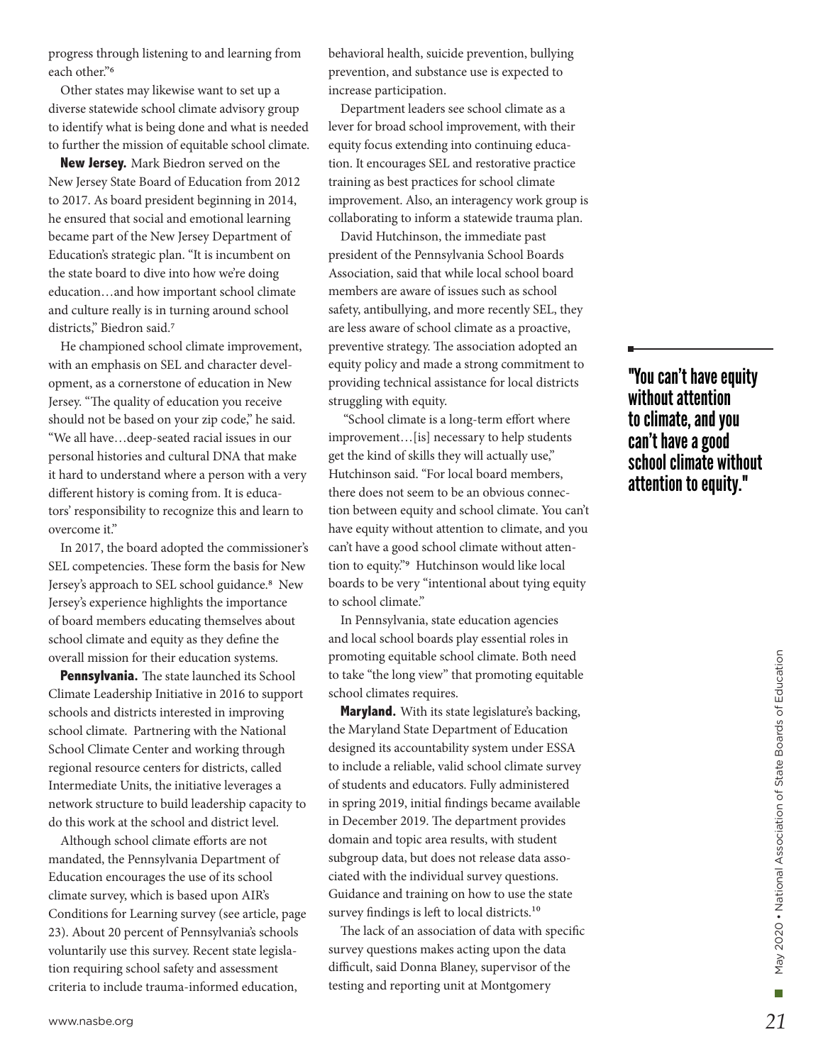progress through listening to and learning from each other."[6]

Other states may likewise want to set up a diverse statewide school climate advisory group to identify what is being done and what is needed to further the mission of equitable school climate.

**New Jersey.** Mark Biedron served on the New Jersey State Board of Education from 2012 to 2017. As board president beginning in 2014, he ensured that social and emotional learning became part of the New Jersey Department of Education's strategic plan. "It is incumbent on the state board to dive into how we're doing education…and how important school climate and culture really is in turning around school districts," Biedron said.[7]

He championed school climate improvement, with an emphasis on SEL and character development, as a cornerstone of education in New Jersey. "The quality of education you receive should not be based on your zip code," he said. "We all have…deep-seated racial issues in our personal histories and cultural DNA that make it hard to understand where a person with a very different history is coming from. It is educators' responsibility to recognize this and learn to overcome it."

In 2017, the board adopted the commissioner's SEL competencies. These form the basis for New Jersey's approach to SEL school guidance.[8] New Jersey's experience highlights the importance of board members educating themselves about school climate and equity as they define the overall mission for their education systems.

**Pennsylvania.** The state launched its School Climate Leadership Initiative in 2016 to support schools and districts interested in improving school climate. Partnering with the National School Climate Center and working through regional resource centers for districts, called Intermediate Units, the initiative leverages a network structure to build leadership capacity to do this work at the school and district level.

Although school climate efforts are not mandated, the Pennsylvania Department of Education encourages the use of its school climate survey, which is based upon AIR's Conditions for Learning survey (see article, page 23). About 20 percent of Pennsylvania's schools voluntarily use this survey. Recent state legislation requiring school safety and assessment criteria to include trauma-informed education, behavioral health, suicide prevention, bullying prevention, and substance use is expected to increase participation.

Department leaders see school climate as a lever for broad school improvement, with their equity focus extending into continuing education. It encourages SEL and restorative practice training as best practices for school climate improvement. Also, an interagency work group is collaborating to inform a statewide trauma plan.

David Hutchinson, the immediate past president of the Pennsylvania School Boards Association, said that while local school board members are aware of issues such as school safety, antibullying, and more recently SEL, they are less aware of school climate as a proactive, preventive strategy. The association adopted an equity policy and made a strong commitment to providing technical assistance for local districts struggling with equity.

"School climate is a long-term effort where improvement…[is] necessary to help students get the kind of skills they will actually use," Hutchinson said. "For local board members, there does not seem to be an obvious connection between equity and school climate. You can't have equity without attention to climate, and you can't have a good school climate without attention to equity."[9] Hutchinson would like local boards to be very "intentional about tying equity to school climate."

**"You can't have equity without attention to climate, and you can't have a good school climate without attention to equity."**

In Pennsylvania, state education agencies and local school boards play essential roles in promoting equitable school climate. Both need to take "the long view" that promoting equitable school climates requires.

**Maryland.** With its state legislature's backing, the Maryland State Department of Education designed its accountability system under ESSA to include a reliable, valid school climate survey of students and educators. Fully administered in spring 2019, initial findings became available in December 2019. The department provides domain and topic area results, with student subgroup data, but does not release data associated with the individual survey questions. Guidance and training on how to use the state survey findings is left to local districts.[10]

The lack of an association of data with specific survey questions makes acting upon the data difficult, said Donna Blaney, supervisor of the testing and reporting unit at Montgomery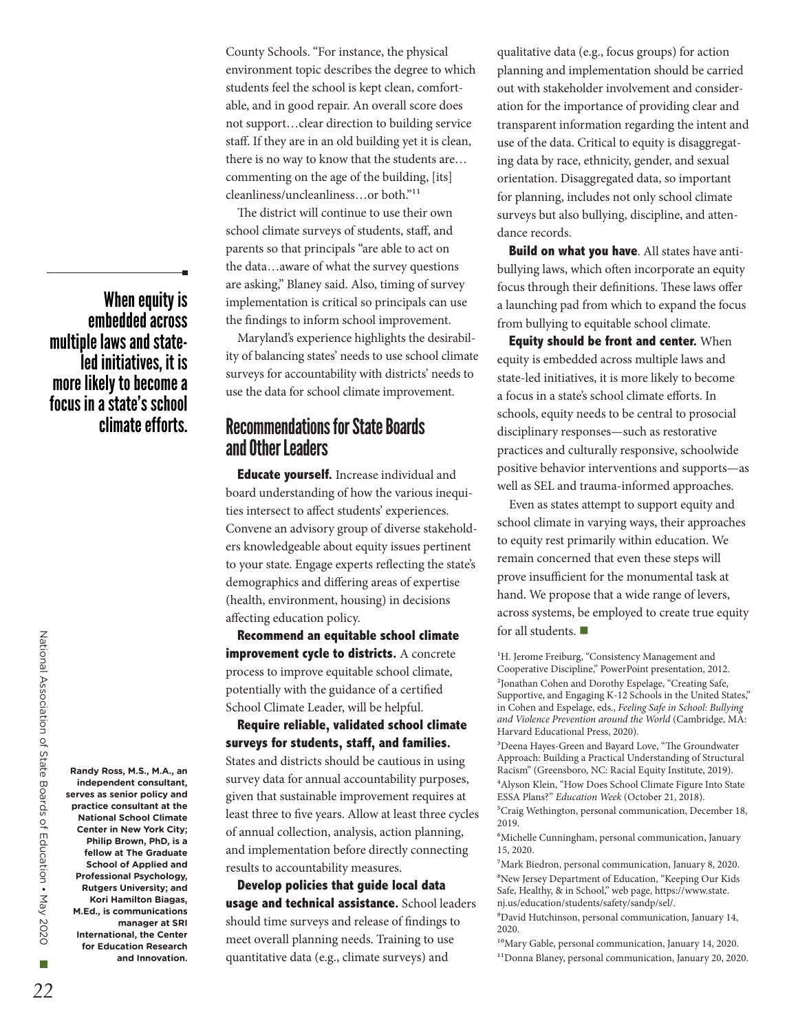County Schools. "For instance, the physical environment topic describes the degree to which students feel the school is kept clean, comfortable, and in good repair. An overall score does not support…clear direction to building service staff. If they are in an old building yet it is clean, there is no way to know that the students are…commenting on the age of the building, [its] cleanliness/uncleanliness…or both."[11]

The district will continue to use their own school climate surveys of students, staff, and parents so that principals "are able to act on the data…aware of what the survey questions are asking," Blaney said. Also, timing of survey implementation is critical so principals can use the findings to inform school improvement.

Maryland's experience highlights the desirability of balancing states' needs to use school climate surveys for accountability with districts' needs to use the data for school climate improvement.

**When equity is embedded across multiple laws and state-led initiatives, it is more likely to become a focus in a state's school climate efforts.**

## Recommendations for State Boards and Other Leaders

**Educate yourself.** Increase individual and board understanding of how the various inequities intersect to affect students' experiences. Convene an advisory group of diverse stakeholders knowledgeable about equity issues pertinent to your state. Engage experts reflecting the state's demographics and differing areas of expertise (health, environment, housing) in decisions affecting education policy.

**Recommend an equitable school climate improvement cycle to districts.** A concrete process to improve equitable school climate, potentially with the guidance of a certified School Climate Leader, will be helpful.

**Require reliable, validated school climate surveys for students, staff, and families.** States and districts should be cautious in using survey data for annual accountability purposes, given that sustainable improvement requires at least three to five years. Allow at least three cycles of annual collection, analysis, action planning, and implementation before directly connecting results to accountability measures.

**Develop policies that guide local data usage and technical assistance.** School leaders should time surveys and release of findings to meet overall planning needs. Training to use quantitative data (e.g., climate surveys) and qualitative data (e.g., focus groups) for action planning and implementation should be carried out with stakeholder involvement and consideration for the importance of providing clear and transparent information regarding the intent and use of the data. Critical to equity is disaggregating data by race, ethnicity, gender, and sexual orientation. Disaggregated data, so important for planning, includes not only school climate surveys but also bullying, discipline, and attendance records.

**Build on what you have**. All states have anti-bullying laws, which often incorporate an equity focus through their definitions. These laws offer a launching pad from which to expand the focus from bullying to equitable school climate.

**Equity should be front and center.** When equity is embedded across multiple laws and state-led initiatives, it is more likely to become a focus in a state's school climate efforts. In schools, equity needs to be central to prosocial disciplinary responses—such as restorative practices and culturally responsive, schoolwide positive behavior interventions and supports—as well as SEL and trauma-informed approaches.

Even as states attempt to support equity and school climate in varying ways, their approaches to equity rest primarily within education. We remain concerned that even these steps will prove insufficient for the monumental task at hand. We propose that a wide range of levers, across systems, be employed to create true equity for all students. ■

**Randy Ross, M.S., M.A., an independent consultant, serves as senior policy and practice consultant at the National School Climate Center in New York City; Philip Brown, PhD, is a fellow at The Graduate School of Applied and Professional Psychology, Rutgers University; and Kori Hamilton Biagas, M.Ed., is communications manager at SRI International, the Center for Education Research and Innovation.**

[1]H. Jerome Freiburg, "Consistency Management and Cooperative Discipline," PowerPoint presentation, 2012.

[2]Jonathan Cohen and Dorothy Espelage, "Creating Safe, Supportive, and Engaging K-12 Schools in the United States," in Cohen and Espelage, eds., *Feeling Safe in School: Bullying and Violence Prevention around the World* (Cambridge, MA: Harvard Educational Press, 2020).

[3]Deena Hayes-Green and Bayard Love, "The Groundwater Approach: Building a Practical Understanding of Structural Racism" (Greensboro, NC: Racial Equity Institute, 2019).

[4]Alyson Klein, "How Does School Climate Figure Into State ESSA Plans?" *Education Week* (October 21, 2018).

[5]Craig Wethington, personal communication, December 18, 2019.

[6]Michelle Cunningham, personal communication, January 15, 2020.

[7]Mark Biedron, personal communication, January 8, 2020.

[8]New Jersey Department of Education, "Keeping Our Kids Safe, Healthy, & in School," web page, https://www.state.nj.us/education/students/safety/sandp/sel/.

[9]David Hutchinson, personal communication, January 14, 2020.

[10]Mary Gable, personal communication, January 14, 2020.

[11]Donna Blaney, personal communication, January 20, 2020.